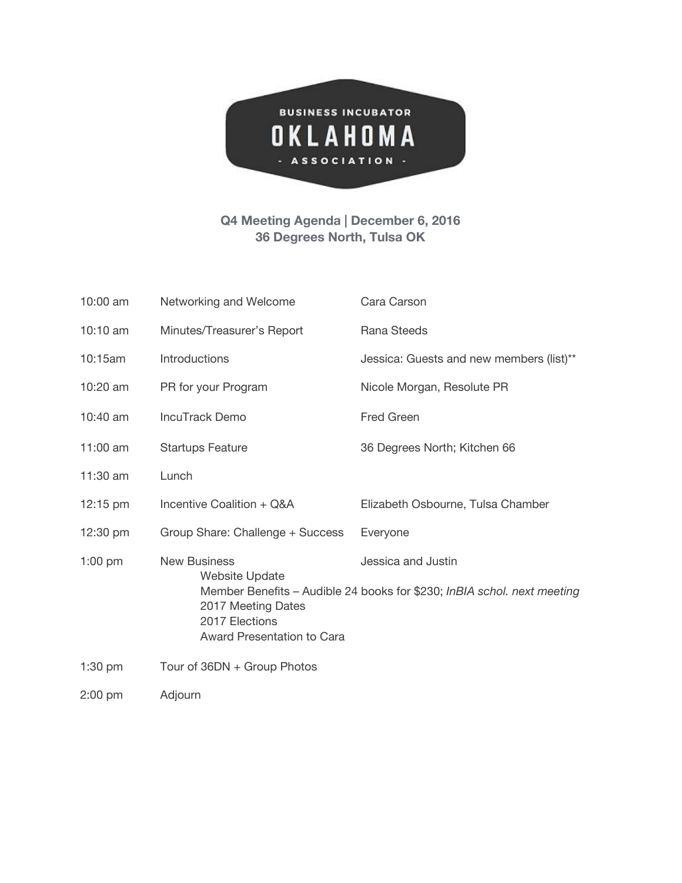**BUSINESS INCUBATOR**

# OKLAHOMA

**- ASSOCIATION -**

## Q4 Meeting Agenda | December 6, 2016
## 36 Degrees North, Tulsa OK

| | | |
|---|---|---|
| 10:00 am | Networking and Welcome | Cara Carson |
| 10:10 am | Minutes/Treasurer's Report | Rana Steeds |
| 10:15am | Introductions | Jessica: Guests and new members (list)** |
| 10:20 am | PR for your Program | Nicole Morgan, Resolute PR |
| 10:40 am | IncuTrack Demo | Fred Green |
| 11:00 am | Startups Feature | 36 Degrees North; Kitchen 66 |
| 11:30 am | Lunch | |
| 12:15 pm | Incentive Coalition + Q&A | Elizabeth Osbourne, Tulsa Chamber |
| 12:30 pm | Group Share: Challenge + Success | Everyone |
| 1:00 pm | New Business | Jessica and Justin |

- Website Update
- Member Benefits – Audible 24 books for $230; *InBIA schol. next meeting*
- 2017 Meeting Dates
- 2017 Elections
- Award Presentation to Cara

| | | |
|---|---|---|
| 1:30 pm | Tour of 36DN + Group Photos | |
| 2:00 pm | Adjourn | |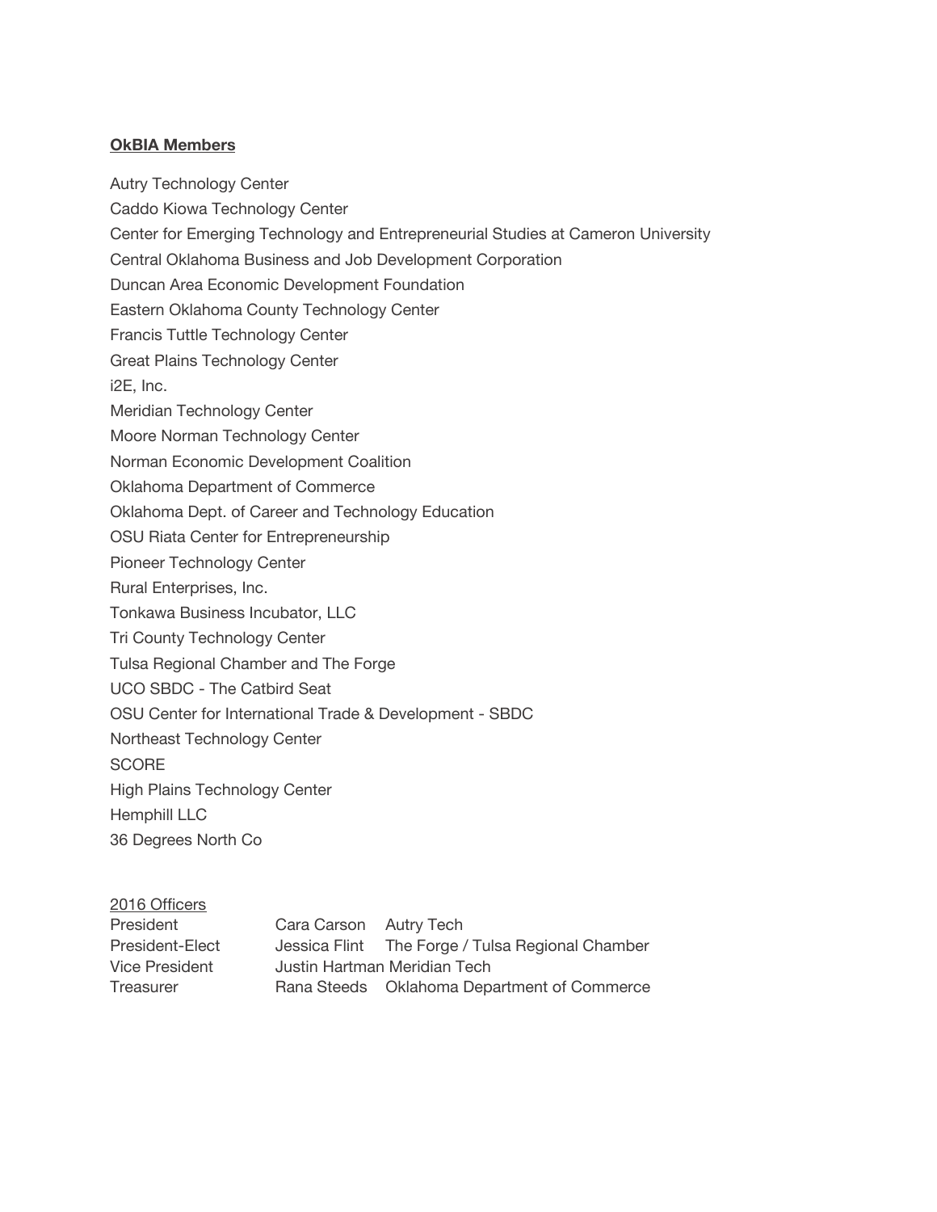**OkBIA Members**

Autry Technology Center
Caddo Kiowa Technology Center
Center for Emerging Technology and Entrepreneurial Studies at Cameron University
Central Oklahoma Business and Job Development Corporation
Duncan Area Economic Development Foundation
Eastern Oklahoma County Technology Center
Francis Tuttle Technology Center
Great Plains Technology Center
i2E, Inc.
Meridian Technology Center
Moore Norman Technology Center
Norman Economic Development Coalition
Oklahoma Department of Commerce
Oklahoma Dept. of Career and Technology Education
OSU Riata Center for Entrepreneurship
Pioneer Technology Center
Rural Enterprises, Inc.
Tonkawa Business Incubator, LLC
Tri County Technology Center
Tulsa Regional Chamber and The Forge
UCO SBDC - The Catbird Seat
OSU Center for International Trade & Development - SBDC
Northeast Technology Center
SCORE
High Plains Technology Center
Hemphill LLC
36 Degrees North Co

2016 Officers

| | | |
|---|---|---|
| President | Cara Carson | Autry Tech |
| President-Elect | Jessica Flint | The Forge / Tulsa Regional Chamber |
| Vice President | Justin Hartman | Meridian Tech |
| Treasurer | Rana Steeds | Oklahoma Department of Commerce |